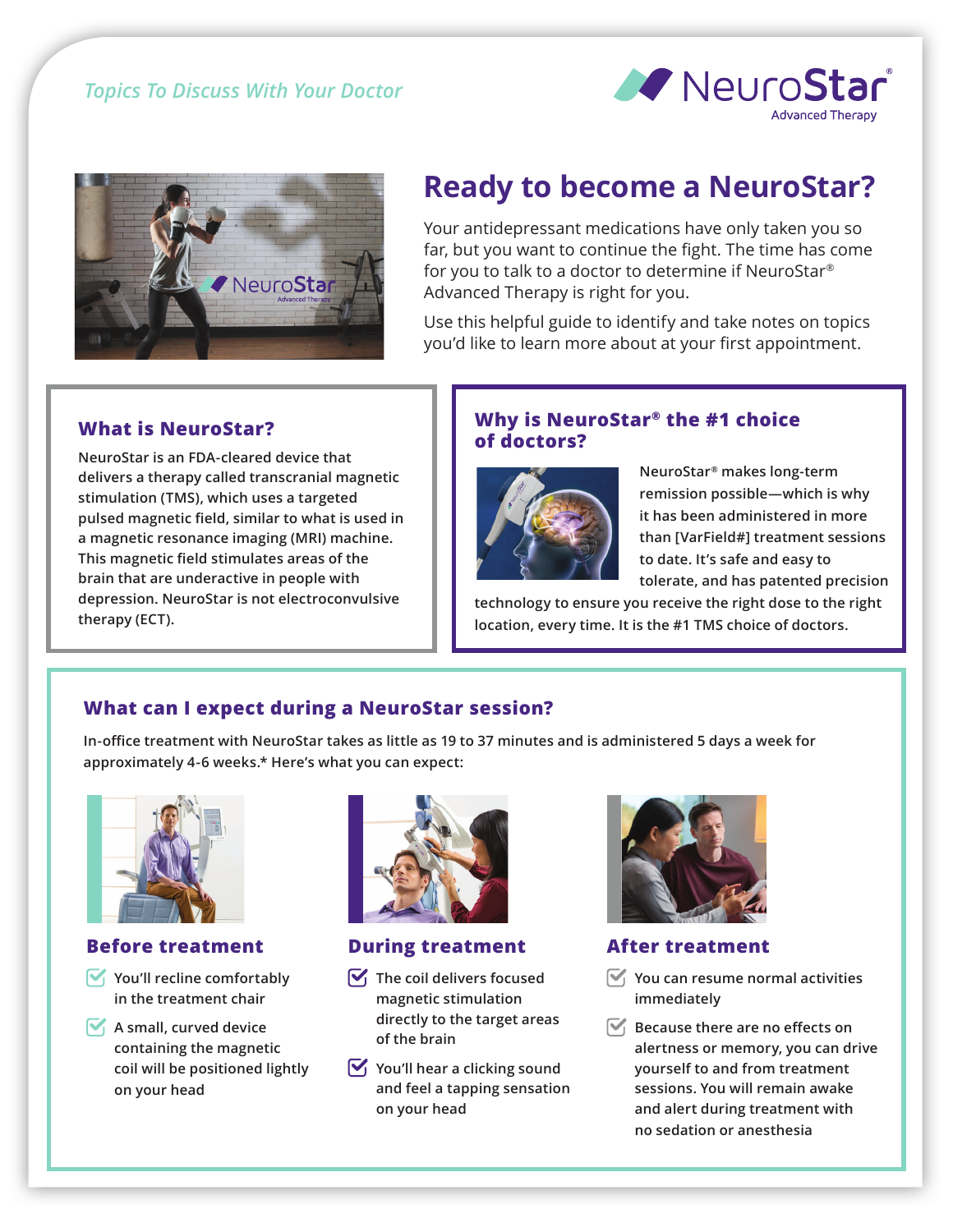*Topics To Discuss With Your Doctor*

NeuroStar® Advanced Therapy

# Ready to become a NeuroStar?

Your antidepressant medications have only taken you so far, but you want to continue the fight. The time has come for you to talk to a doctor to determine if NeuroStar® Advanced Therapy is right for you.

Use this helpful guide to identify and take notes on topics you'd like to learn more about at your first appointment.

## What is NeuroStar?

NeuroStar is an FDA-cleared device that delivers a therapy called transcranial magnetic stimulation (TMS), which uses a targeted pulsed magnetic field, similar to what is used in a magnetic resonance imaging (MRI) machine. This magnetic field stimulates areas of the brain that are underactive in people with depression. NeuroStar is not electroconvulsive therapy (ECT).

## Why is NeuroStar® the #1 choice of doctors?

NeuroStar® makes long-term remission possible—which is why it has been administered in more than [VarField#] treatment sessions to date. It's safe and easy to tolerate, and has patented precision technology to ensure you receive the right dose to the right location, every time. It is the #1 TMS choice of doctors.

## What can I expect during a NeuroStar session?

In-office treatment with NeuroStar takes as little as 19 to 37 minutes and is administered 5 days a week for approximately 4-6 weeks.* Here's what you can expect:

### Before treatment

- You'll recline comfortably in the treatment chair
- A small, curved device containing the magnetic coil will be positioned lightly on your head

### During treatment

- The coil delivers focused magnetic stimulation directly to the target areas of the brain
- You'll hear a clicking sound and feel a tapping sensation on your head

### After treatment

- You can resume normal activities immediately
- Because there are no effects on alertness or memory, you can drive yourself to and from treatment sessions. You will remain awake and alert during treatment with no sedation or anesthesia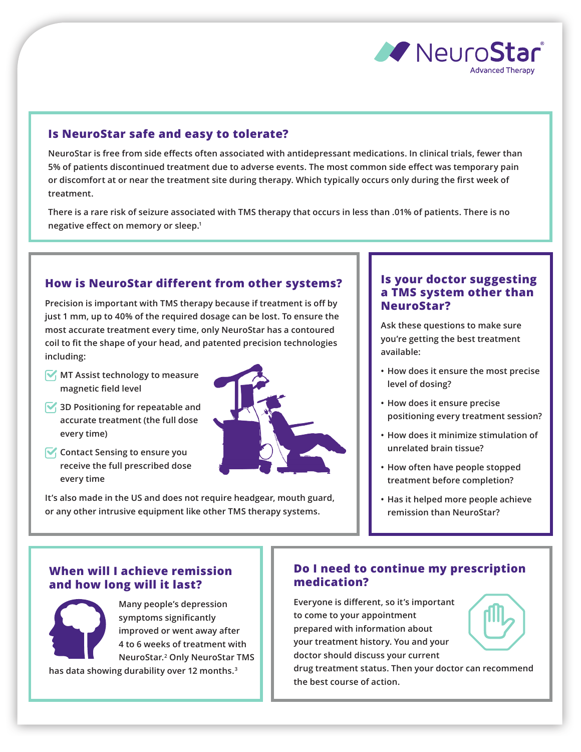## Is NeuroStar safe and easy to tolerate?

NeuroStar is free from side effects often associated with antidepressant medications. In clinical trials, fewer than 5% of patients discontinued treatment due to adverse events. The most common side effect was temporary pain or discomfort at or near the treatment site during therapy. Which typically occurs only during the first week of treatment.

There is a rare risk of seizure associated with TMS therapy that occurs in less than .01% of patients. There is no negative effect on memory or sleep.[1]

## How is NeuroStar different from other systems?

Precision is important with TMS therapy because if treatment is off by just 1 mm, up to 40% of the required dosage can be lost. To ensure the most accurate treatment every time, only NeuroStar has a contoured coil to fit the shape of your head, and patented precision technologies including:

- MT Assist technology to measure magnetic field level
- 3D Positioning for repeatable and accurate treatment (the full dose every time)
- Contact Sensing to ensure you receive the full prescribed dose every time

It's also made in the US and does not require headgear, mouth guard, or any other intrusive equipment like other TMS therapy systems.

## Is your doctor suggesting a TMS system other than NeuroStar?

Ask these questions to make sure you're getting the best treatment available:

- How does it ensure the most precise level of dosing?
- How does it ensure precise positioning every treatment session?
- How does it minimize stimulation of unrelated brain tissue?
- How often have people stopped treatment before completion?
- Has it helped more people achieve remission than NeuroStar?

## When will I achieve remission and how long will it last?

Many people's depression symptoms significantly improved or went away after 4 to 6 weeks of treatment with NeuroStar.[2] Only NeuroStar TMS has data showing durability over 12 months.[3]

## Do I need to continue my prescription medication?

Everyone is different, so it's important to come to your appointment prepared with information about your treatment history. You and your doctor should discuss your current drug treatment status. Then your doctor can recommend the best course of action.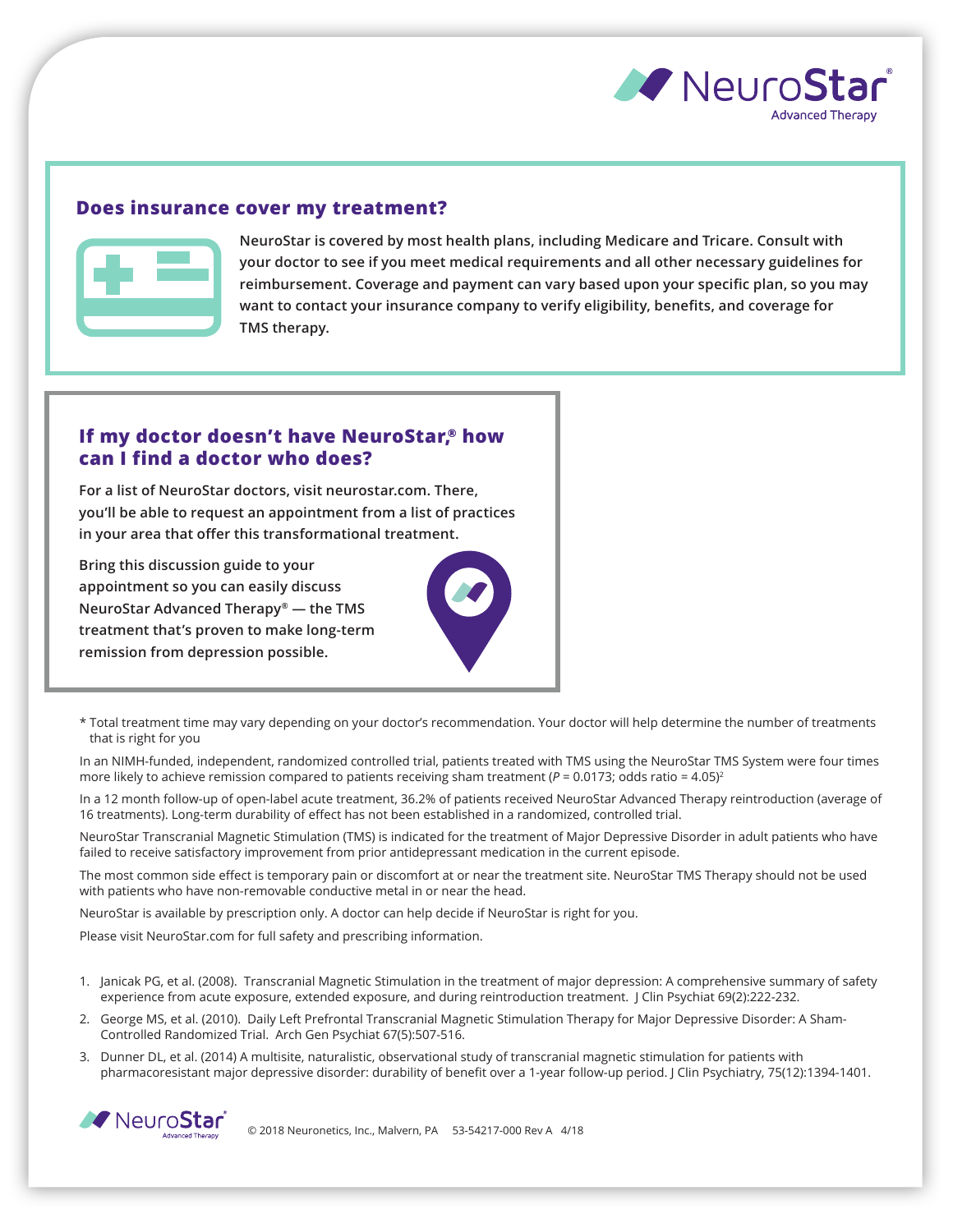## Does insurance cover my treatment?

NeuroStar is covered by most health plans, including Medicare and Tricare. Consult with your doctor to see if you meet medical requirements and all other necessary guidelines for reimbursement. Coverage and payment can vary based upon your specific plan, so you may want to contact your insurance company to verify eligibility, benefits, and coverage for TMS therapy.

## If my doctor doesn't have NeuroStar,® how can I find a doctor who does?

For a list of NeuroStar doctors, visit neurostar.com. There, you'll be able to request an appointment from a list of practices in your area that offer this transformational treatment.

Bring this discussion guide to your appointment so you can easily discuss NeuroStar Advanced Therapy® — the TMS treatment that's proven to make long-term remission from depression possible.

* Total treatment time may vary depending on your doctor's recommendation. Your doctor will help determine the number of treatments that is right for you

In an NIMH-funded, independent, randomized controlled trial, patients treated with TMS using the NeuroStar TMS System were four times more likely to achieve remission compared to patients receiving sham treatment (*P* = 0.0173; odds ratio = 4.05)[2]

In a 12 month follow-up of open-label acute treatment, 36.2% of patients received NeuroStar Advanced Therapy reintroduction (average of 16 treatments). Long-term durability of effect has not been established in a randomized, controlled trial.

NeuroStar Transcranial Magnetic Stimulation (TMS) is indicated for the treatment of Major Depressive Disorder in adult patients who have failed to receive satisfactory improvement from prior antidepressant medication in the current episode.

The most common side effect is temporary pain or discomfort at or near the treatment site. NeuroStar TMS Therapy should not be used with patients who have non-removable conductive metal in or near the head.

NeuroStar is available by prescription only. A doctor can help decide if NeuroStar is right for you.

Please visit NeuroStar.com for full safety and prescribing information.

1. Janicak PG, et al. (2008). Transcranial Magnetic Stimulation in the treatment of major depression: A comprehensive summary of safety experience from acute exposure, extended exposure, and during reintroduction treatment. J Clin Psychiat 69(2):222-232.
2. George MS, et al. (2010). Daily Left Prefrontal Transcranial Magnetic Stimulation Therapy for Major Depressive Disorder: A Sham-Controlled Randomized Trial. Arch Gen Psychiat 67(5):507-516.
3. Dunner DL, et al. (2014) A multisite, naturalistic, observational study of transcranial magnetic stimulation for patients with pharmacoresistant major depressive disorder: durability of benefit over a 1-year follow-up period. J Clin Psychiatry, 75(12):1394-1401.

© 2018 Neuronetics, Inc., Malvern, PA 53-54217-000 Rev A 4/18